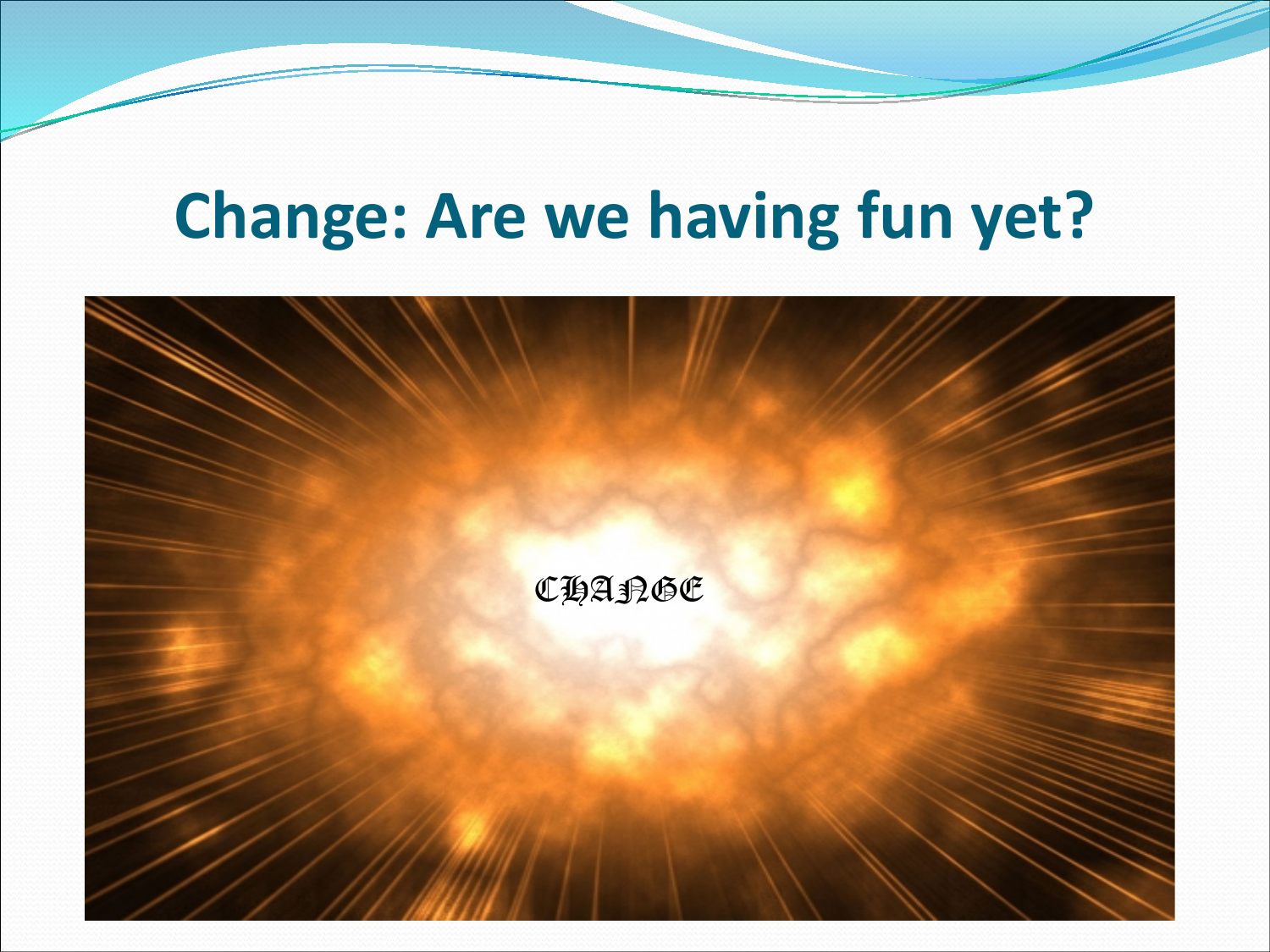# Change: Are we having fun yet?

CHANGE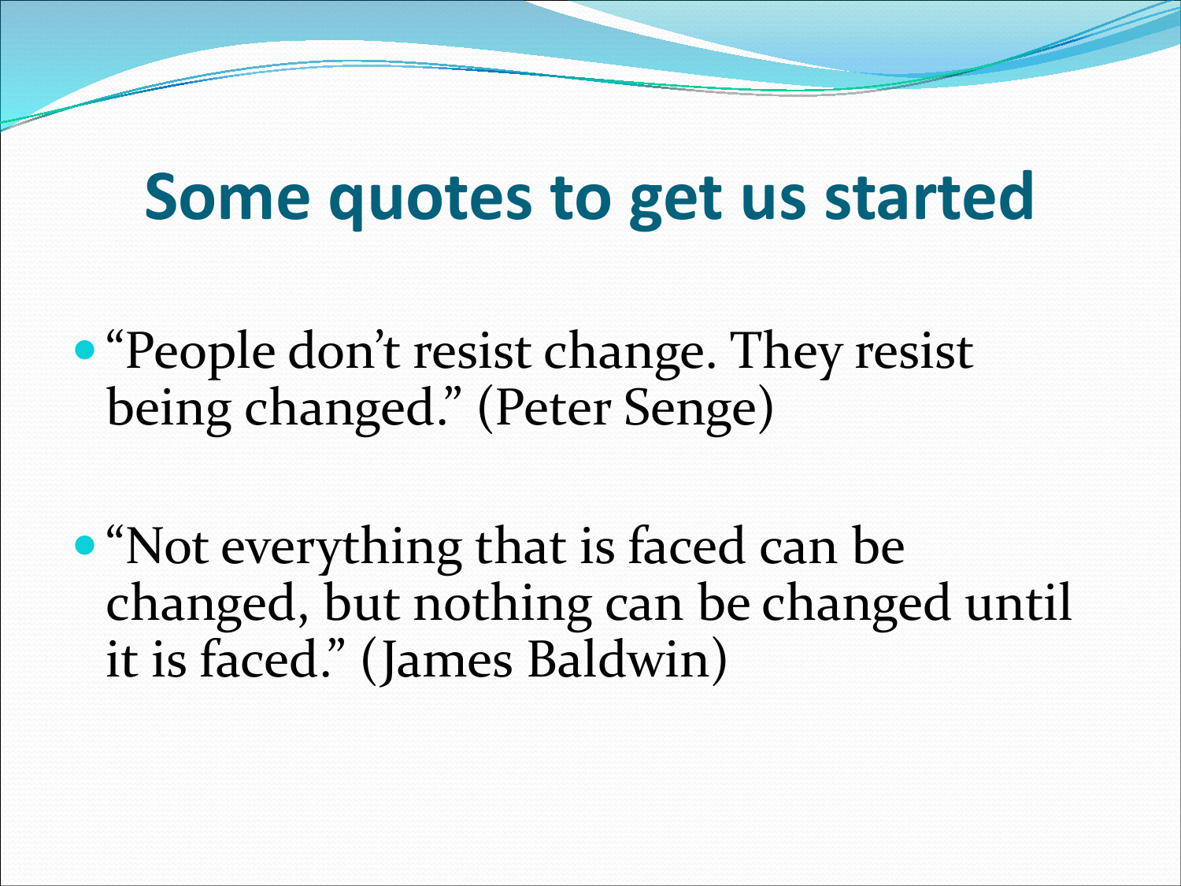# Some quotes to get us started

- “People don’t resist change. They resist being changed.” (Peter Senge)

- “Not everything that is faced can be changed, but nothing can be changed until it is faced.” (James Baldwin)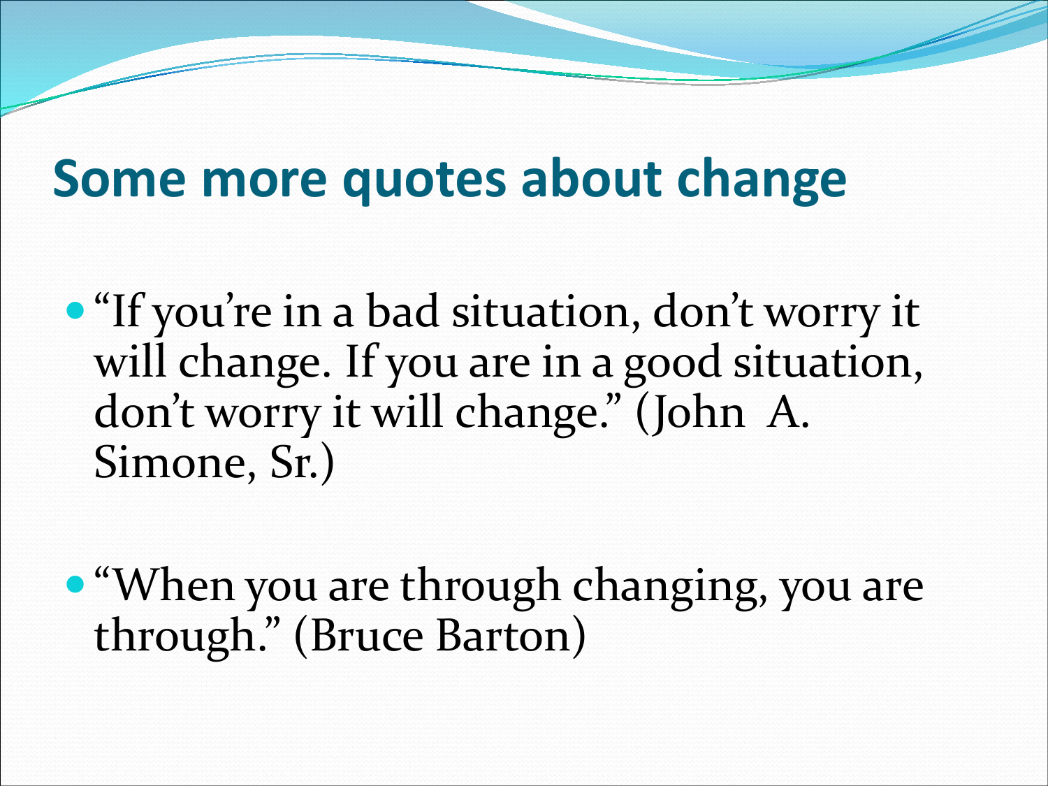# Some more quotes about change

- "If you're in a bad situation, don't worry it will change. If you are in a good situation, don't worry it will change." (John A. Simone, Sr.)

- "When you are through changing, you are through." (Bruce Barton)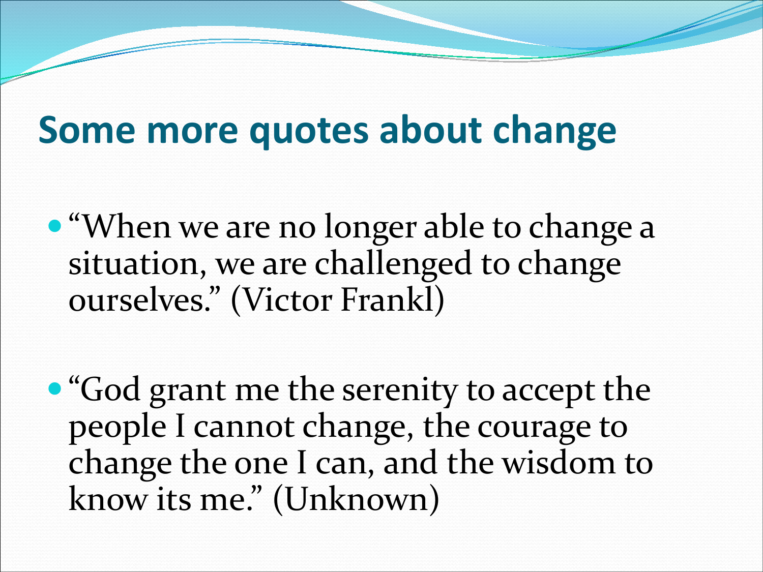# Some more quotes about change

- "When we are no longer able to change a situation, we are challenged to change ourselves." (Victor Frankl)

- "God grant me the serenity to accept the people I cannot change, the courage to change the one I can, and the wisdom to know its me." (Unknown)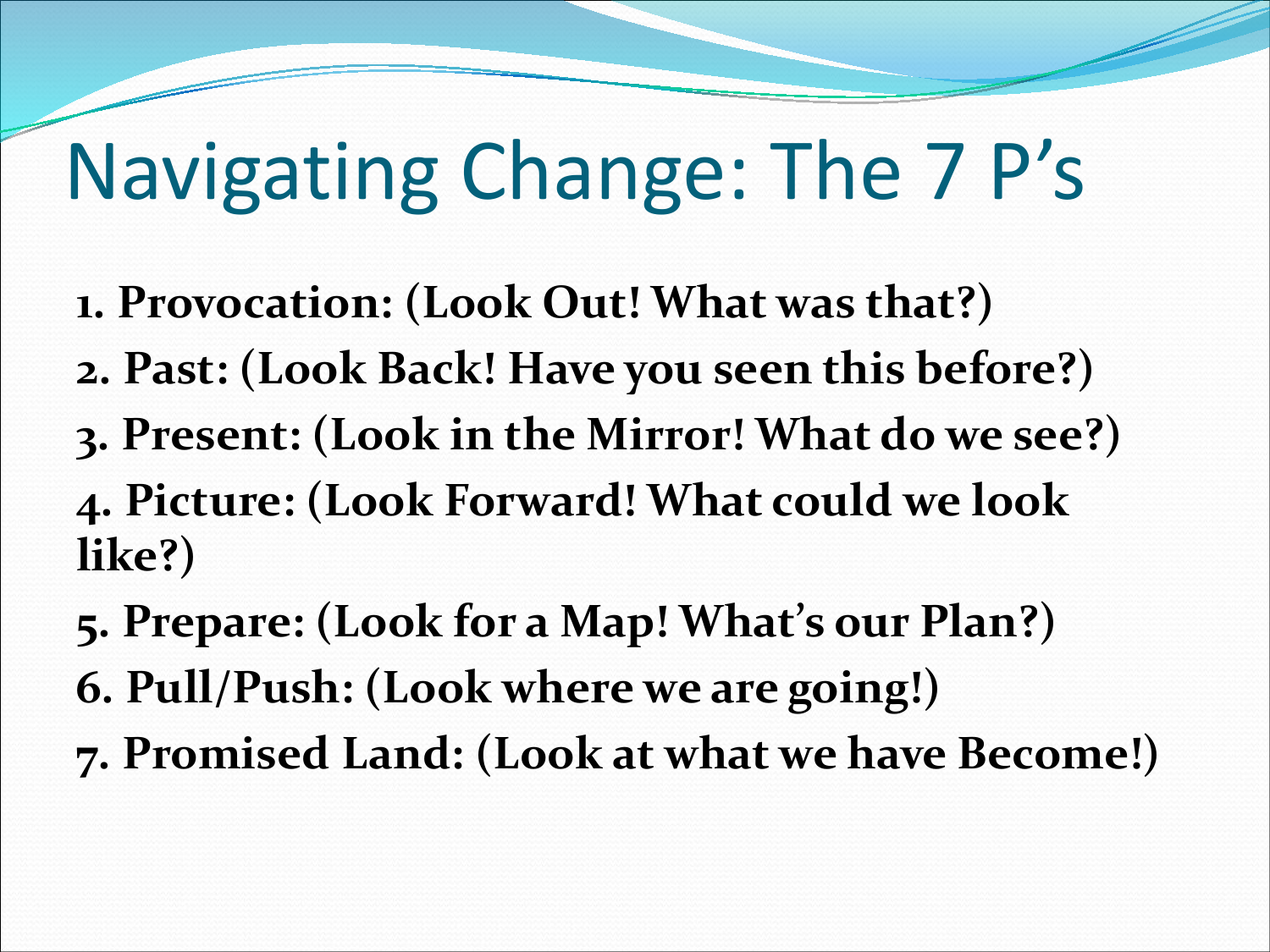# Navigating Change: The 7 P's

1. **Provocation: (Look Out! What was that?)**
2. **Past: (Look Back! Have you seen this before?)**
3. **Present: (Look in the Mirror! What do we see?)**
4. **Picture: (Look Forward! What could we look like?)**
5. **Prepare: (Look for a Map! What's our Plan?)**
6. **Pull/Push: (Look where we are going!)**
7. **Promised Land: (Look at what we have Become!)**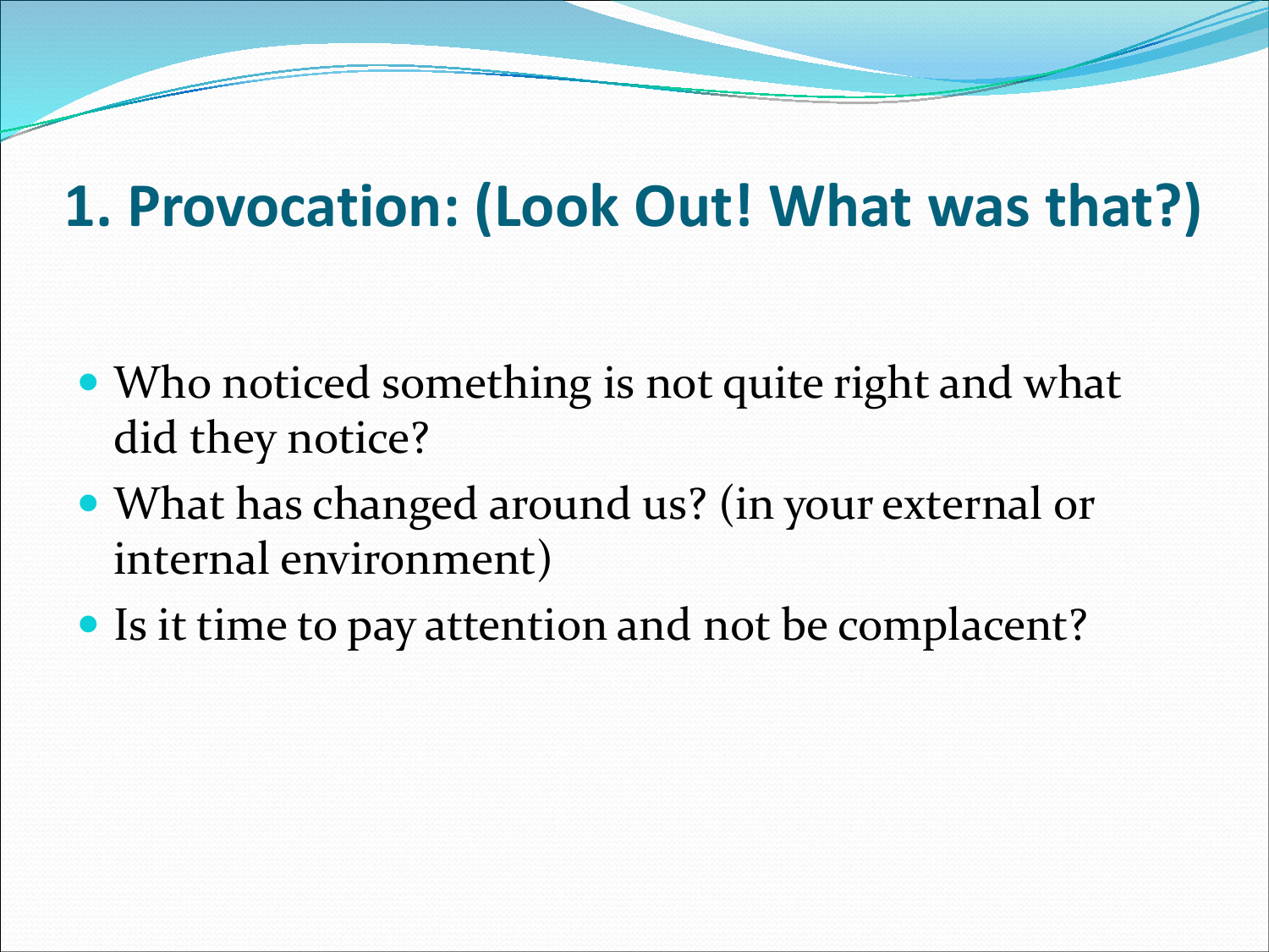# 1. Provocation: (Look Out! What was that?)

- Who noticed something is not quite right and what did they notice?
- What has changed around us? (in your external or internal environment)
- Is it time to pay attention and not be complacent?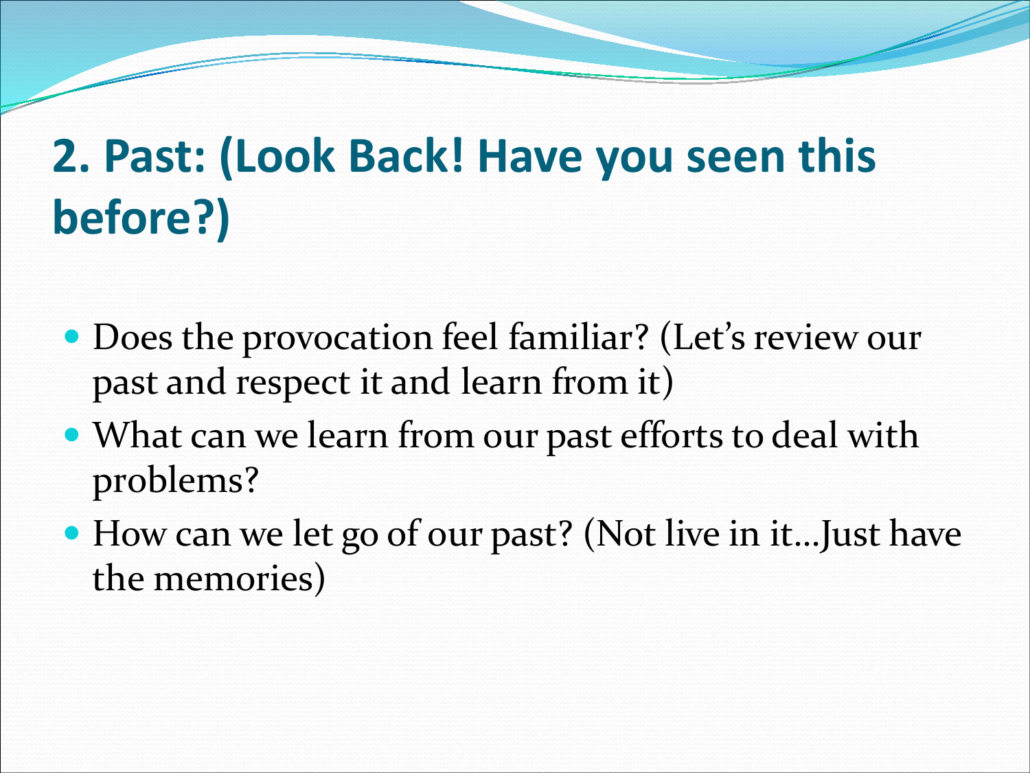## 2. Past: (Look Back! Have you seen this before?)

- Does the provocation feel familiar? (Let's review our past and respect it and learn from it)
- What can we learn from our past efforts to deal with problems?
- How can we let go of our past? (Not live in it…Just have the memories)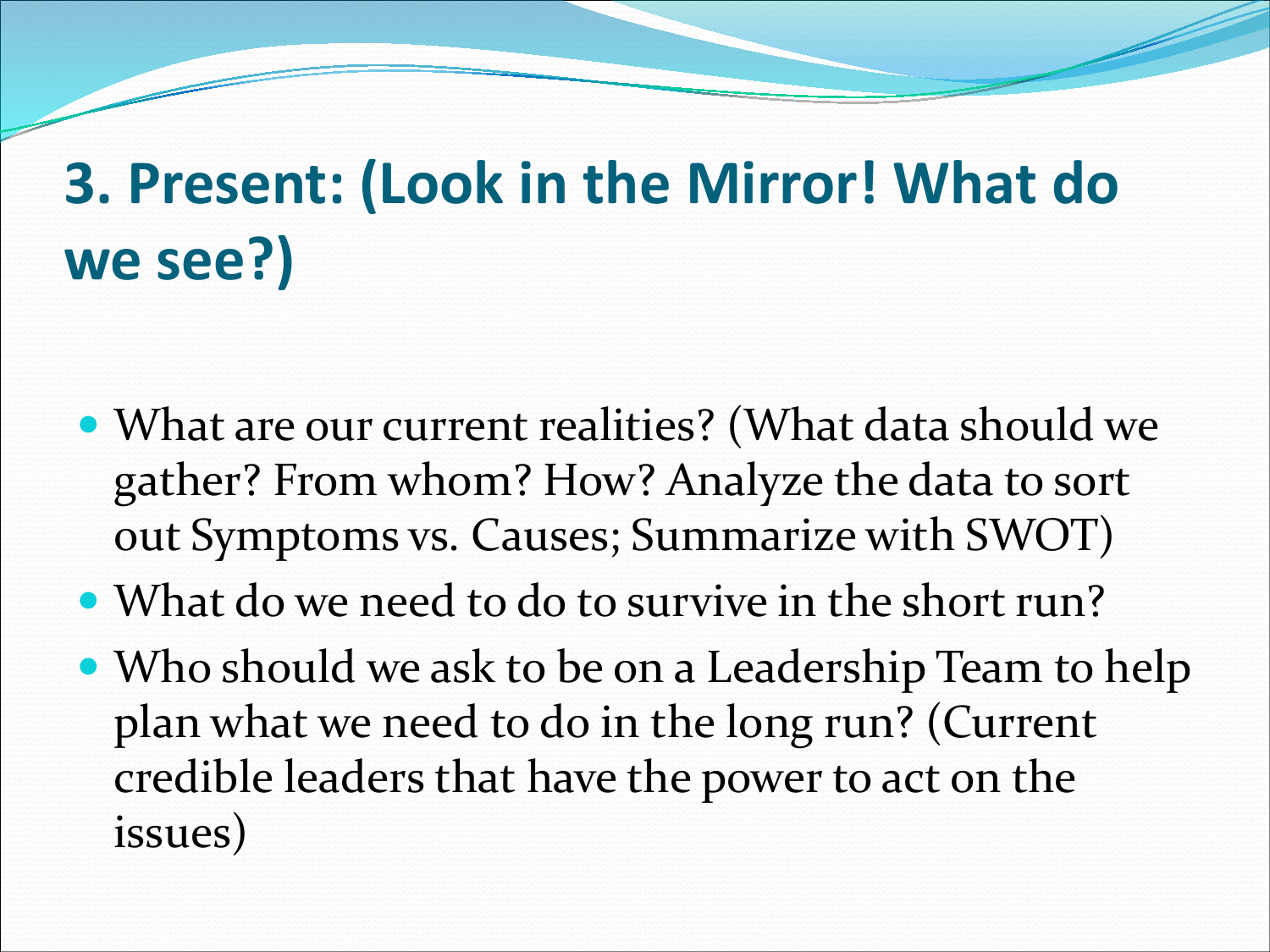# 3. Present: (Look in the Mirror! What do we see?)

- What are our current realities? (What data should we gather? From whom? How? Analyze the data to sort out Symptoms vs. Causes; Summarize with SWOT)
- What do we need to do to survive in the short run?
- Who should we ask to be on a Leadership Team to help plan what we need to do in the long run? (Current credible leaders that have the power to act on the issues)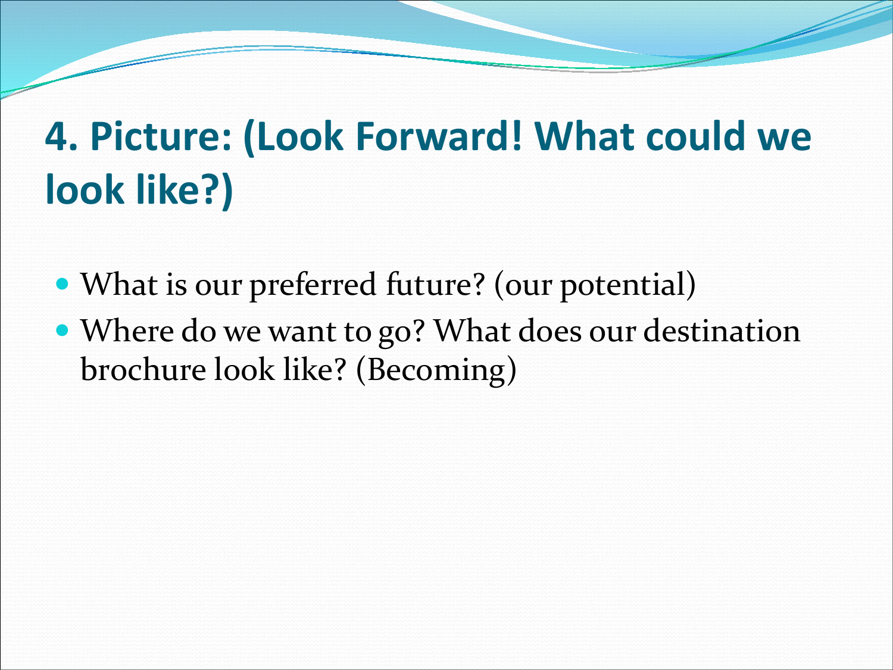# 4. Picture: (Look Forward! What could we look like?)

- What is our preferred future? (our potential)
- Where do we want to go? What does our destination brochure look like? (Becoming)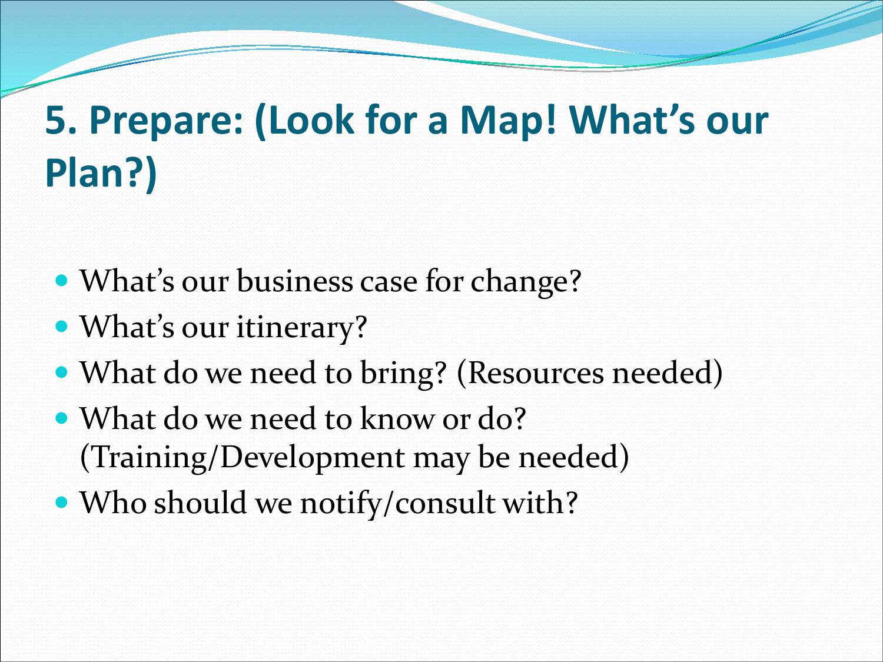# 5. Prepare: (Look for a Map! What's our Plan?)

- What's our business case for change?
- What's our itinerary?
- What do we need to bring? (Resources needed)
- What do we need to know or do? (Training/Development may be needed)
- Who should we notify/consult with?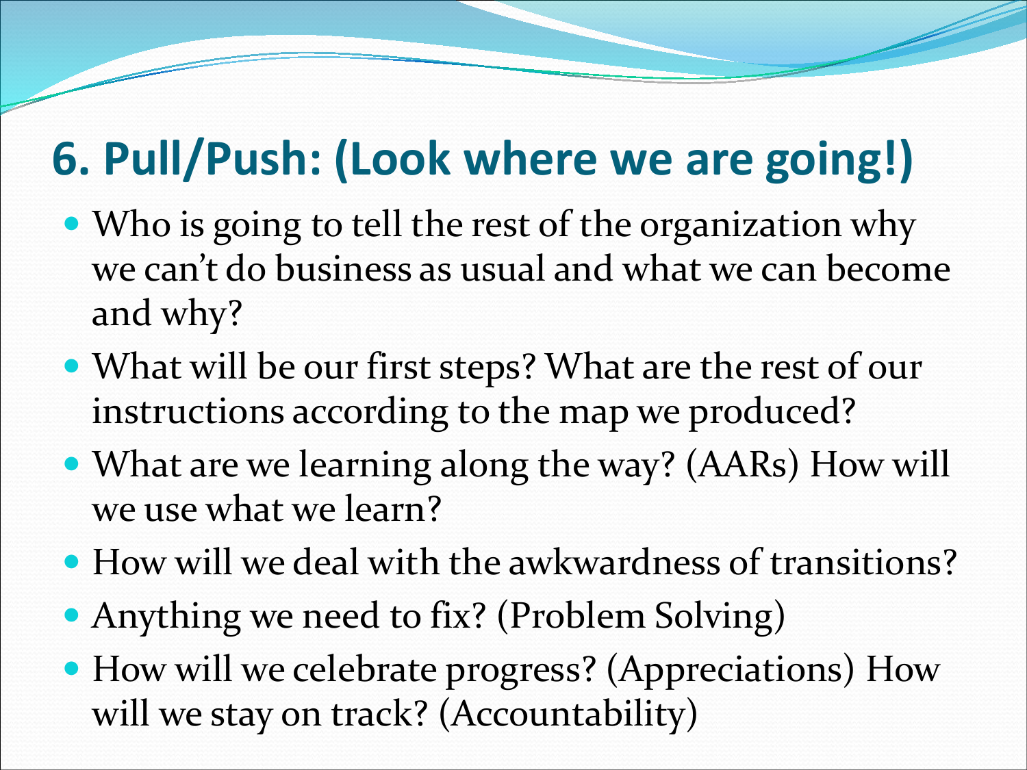## 6. Pull/Push: (Look where we are going!)

- Who is going to tell the rest of the organization why we can't do business as usual and what we can become and why?
- What will be our first steps? What are the rest of our instructions according to the map we produced?
- What are we learning along the way? (AARs) How will we use what we learn?
- How will we deal with the awkwardness of transitions?
- Anything we need to fix? (Problem Solving)
- How will we celebrate progress? (Appreciations) How will we stay on track? (Accountability)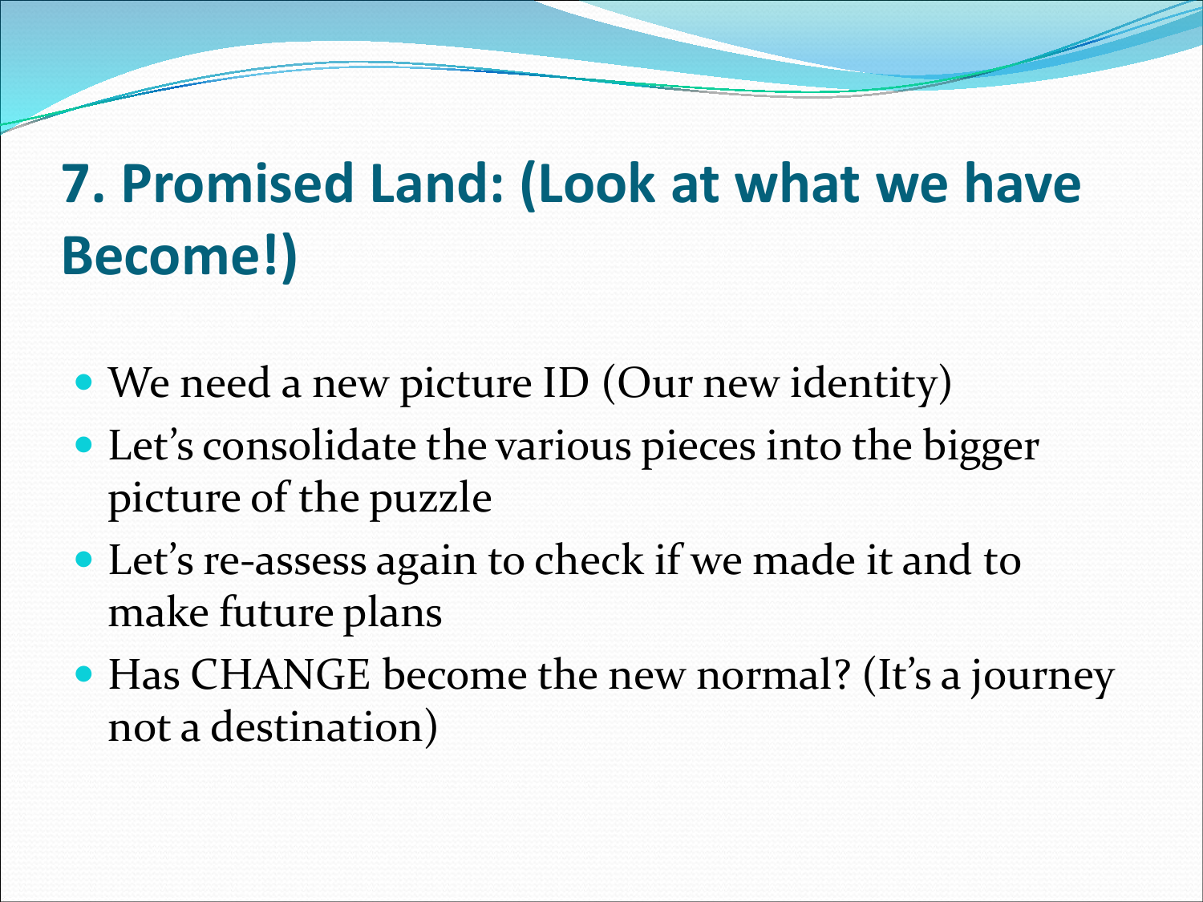# 7. Promised Land: (Look at what we have Become!)

- We need a new picture ID (Our new identity)
- Let's consolidate the various pieces into the bigger picture of the puzzle
- Let's re-assess again to check if we made it and to make future plans
- Has CHANGE become the new normal? (It's a journey not a destination)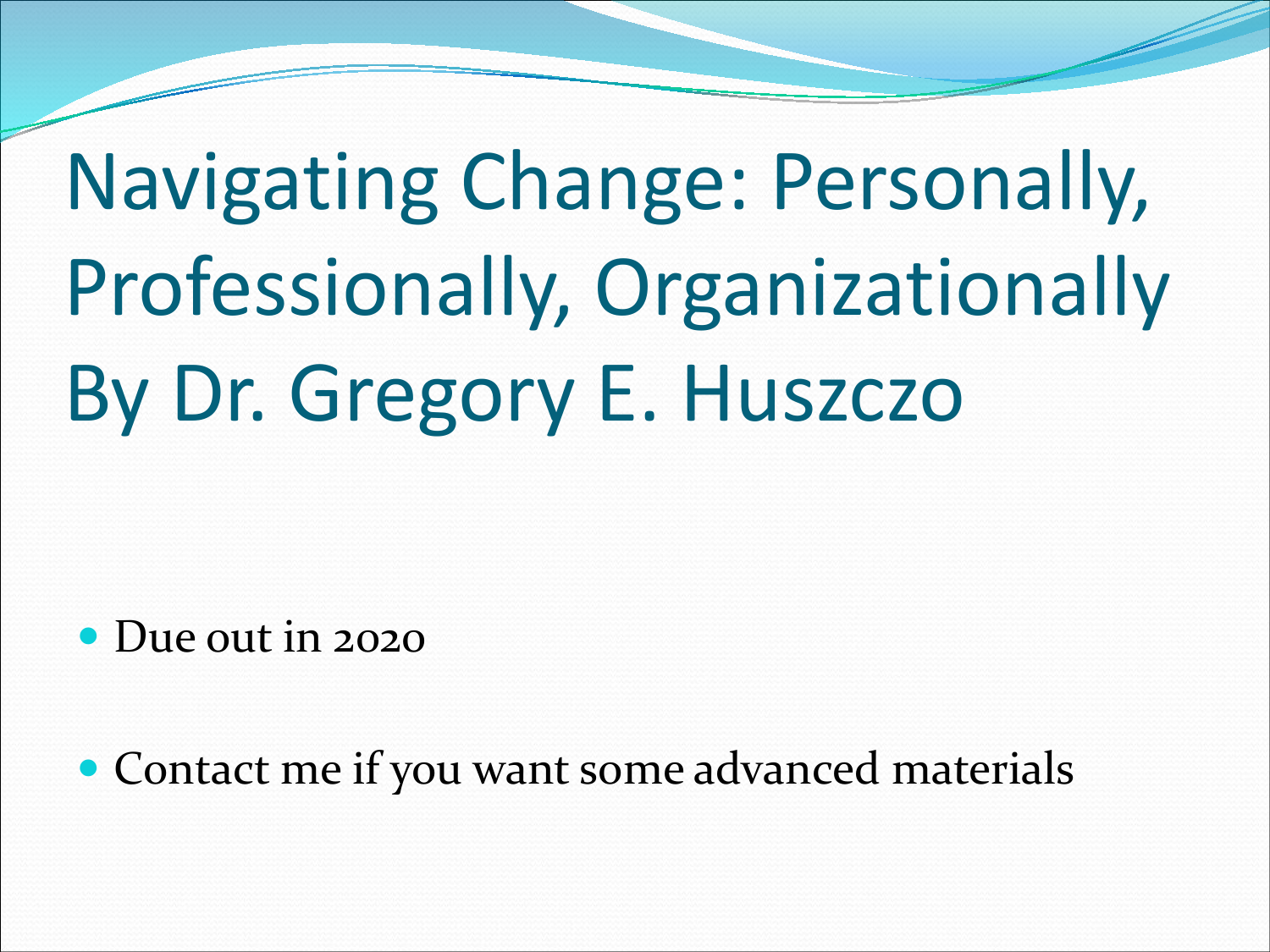# Navigating Change: Personally, Professionally, Organizationally By Dr. Gregory E. Huszczo

- Due out in 2020
- Contact me if you want some advanced materials